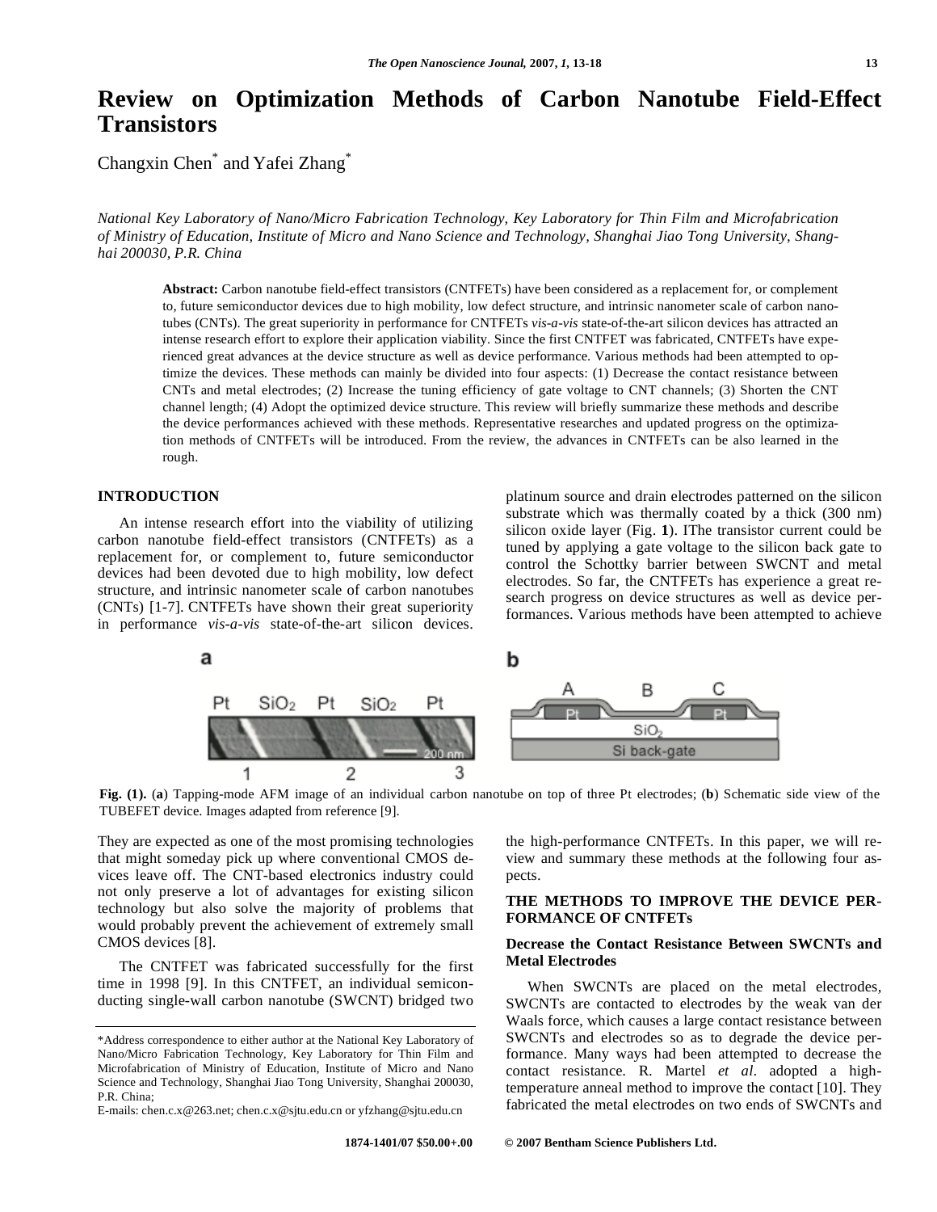// Review on Optimization Methods of Carbon Nanotube Field-Effect Transistors

Changxin Chen* and Yafei Zhang*

*National Key Laboratory of Nano/Micro Fabrication Technology, Key Laboratory for Thin Film and Microfabrication of Ministry of Education, Institute of Micro and Nano Science and Technology, Shanghai Jiao Tong University, Shanghai 200030, P.R. China*

**Abstract:** Carbon nanotube field-effect transistors (CNTFETs) have been considered as a replacement for, or complement to, future semiconductor devices due to high mobility, low defect structure, and intrinsic nanometer scale of carbon nanotubes (CNTs). The great superiority in performance for CNTFETs *vis-a-vis* state-of-the-art silicon devices has attracted an intense research effort to explore their application viability. Since the first CNTFET was fabricated, CNTFETs have experienced great advances at the device structure as well as device performance. Various methods had been attempted to optimize the devices. These methods can mainly be divided into four aspects: (1) Decrease the contact resistance between CNTs and metal electrodes; (2) Increase the tuning efficiency of gate voltage to CNT channels; (3) Shorten the CNT channel length; (4) Adopt the optimized device structure. This review will briefly summarize these methods and describe the device performances achieved with these methods. Representative researches and updated progress on the optimization methods of CNTFETs will be introduced. From the review, the advances in CNTFETs can be also learned in the rough.

## INTRODUCTION

An intense research effort into the viability of utilizing carbon nanotube field-effect transistors (CNTFETs) as a replacement for, or complement to, future semiconductor devices had been devoted due to high mobility, low defect structure, and intrinsic nanometer scale of carbon nanotubes (CNTs) [1-7]. CNTFETs have shown their great superiority in performance *vis-a-vis* state-of-the-art silicon devices. They are expected as one of the most promising technologies that might someday pick up where conventional CMOS devices leave off. The CNT-based electronics industry could not only preserve a lot of advantages for existing silicon technology but also solve the majority of problems that would probably prevent the achievement of extremely small CMOS devices [8].

The CNTFET was fabricated successfully for the first time in 1998 [9]. In this CNTFET, an individual semiconducting single-wall carbon nanotube (SWCNT) bridged two platinum source and drain electrodes patterned on the silicon substrate which was thermally coated by a thick (300 nm) silicon oxide layer (Fig. **1**). IThe transistor current could be tuned by applying a gate voltage to the silicon back gate to control the Schottky barrier between SWCNT and metal electrodes. So far, the CNTFETs has experience a great research progress on device structures as well as device performances. Various methods have been attempted to achieve the high-performance CNTFETs. In this paper, we will review and summary these methods at the following four aspects.

**Fig. (1).** (**a**) Tapping-mode AFM image of an individual carbon nanotube on top of three Pt electrodes; (**b**) Schematic side view of the TUBEFET device. Images adapted from reference [9].

## THE METHODS TO IMPROVE THE DEVICE PERFORMANCE OF CNTFETs

### Decrease the Contact Resistance Between SWCNTs and Metal Electrodes

When SWCNTs are placed on the metal electrodes, SWCNTs are contacted to electrodes by the weak van der Waals force, which causes a large contact resistance between SWCNTs and electrodes so as to degrade the device performance. Many ways had been attempted to decrease the contact resistance. R. Martel *et al*. adopted a high-temperature anneal method to improve the contact [10]. They fabricated the metal electrodes on two ends of SWCNTs and

*Address correspondence to either author at the National Key Laboratory of Nano/Micro Fabrication Technology, Key Laboratory for Thin Film and Microfabrication of Ministry of Education, Institute of Micro and Nano Science and Technology, Shanghai Jiao Tong University, Shanghai 200030, P.R. China;

E-mails: chen.c.x@263.net; chen.c.x@sjtu.edu.cn or yfzhang@sjtu.edu.cn

1874-1401/07 $50.00+.00 © 2007 Bentham Science Publishers Ltd.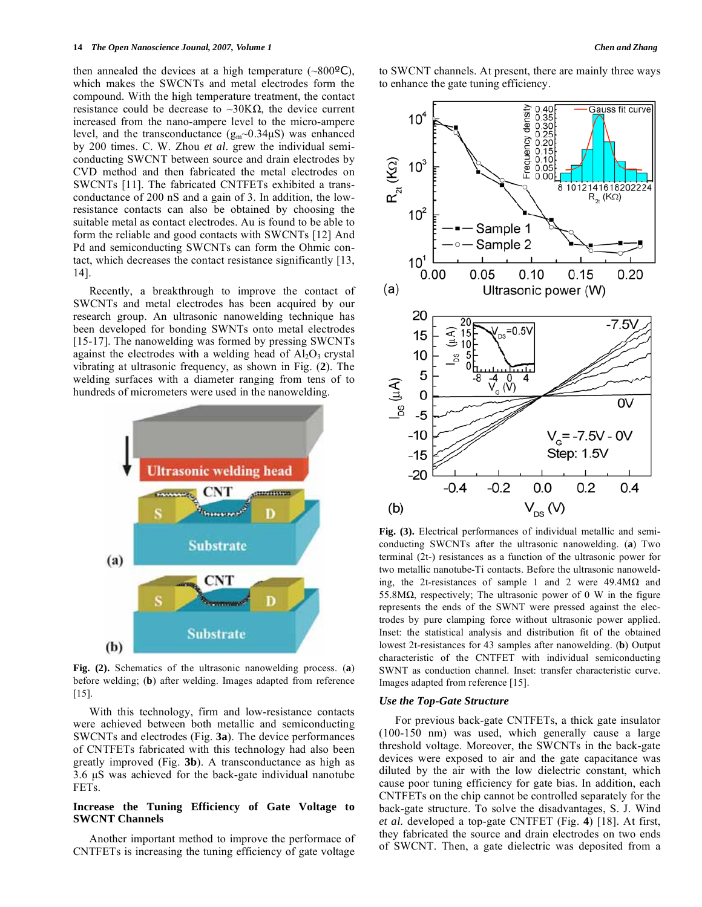then annealed the devices at a high temperature (~800ºC), which makes the SWCNTs and metal electrodes form the compound. With the high temperature treatment, the contact resistance could be decrease to ~30KΩ, the device current increased from the nano-ampere level to the micro-ampere level, and the transconductance ($g_m$~0.34μS) was enhanced by 200 times. C. W. Zhou *et al*. grew the individual semiconducting SWCNT between source and drain electrodes by CVD method and then fabricated the metal electrodes on SWCNTs [11]. The fabricated CNTFETs exhibited a transconductance of 200 nS and a gain of 3. In addition, the low-resistance contacts can also be obtained by choosing the suitable metal as contact electrodes. Au is found to be able to form the reliable and good contacts with SWCNTs [12] And Pd and semiconducting SWCNTs can form the Ohmic contact, which decreases the contact resistance significantly [13, 14].

Recently, a breakthrough to improve the contact of SWCNTs and metal electrodes has been acquired by our research group. An ultrasonic nanowelding technique has been developed for bonding SWNTs onto metal electrodes [15-17]. The nanowelding was formed by pressing SWCNTs against the electrodes with a welding head of $Al_2O_3$ crystal vibrating at ultrasonic frequency, as shown in Fig. (**2**). The welding surfaces with a diameter ranging from tens of to hundreds of micrometers were used in the nanowelding.

**Fig. (2).** Schematics of the ultrasonic nanowelding process. (**a**) before welding; (**b**) after welding. Images adapted from reference [15].

With this technology, firm and low-resistance contacts were achieved between both metallic and semiconducting SWCNTs and electrodes (Fig. **3a**). The device performances of CNTFETs fabricated with this technology had also been greatly improved (Fig. **3b**). A transconductance as high as 3.6 μS was achieved for the back-gate individual nanotube FETs.

### Increase the Tuning Efficiency of Gate Voltage to SWCNT Channels

Another important method to improve the performace of CNTFETs is increasing the tuning efficiency of gate voltage to SWCNT channels. At present, there are mainly three ways to enhance the gate tuning efficiency.

**Fig. (3).** Electrical performances of individual metallic and semiconducting SWCNTs after the ultrasonic nanowelding. (**a**) Two terminal (2t-) resistances as a function of the ultrasonic power for two metallic nanotube-Ti contacts. Before the ultrasonic nanowelding, the 2t-resistances of sample 1 and 2 were 49.4MΩ and 55.8MΩ, respectively; The ultrasonic power of 0 W in the figure represents the ends of the SWNT were pressed against the electrodes by pure clamping force without ultrasonic power applied. Inset: the statistical analysis and distribution fit of the obtained lowest 2t-resistances for 43 samples after nanowelding. (**b**) Output characteristic of the CNTFET with individual semiconducting SWNT as conduction channel. Inset: transfer characteristic curve. Images adapted from reference [15].

#### *Use the Top-Gate Structure*

For previous back-gate CNTFETs, a thick gate insulator (100-150 nm) was used, which generally cause a large threshold voltage. Moreover, the SWCNTs in the back-gate devices were exposed to air and the gate capacitance was diluted by the air with the low dielectric constant, which cause poor tuning efficiency for gate bias. In addition, each CNTFETs on the chip cannot be controlled separately for the back-gate structure. To solve the disadvantages, S. J. Wind *et al.* developed a top-gate CNTFET (Fig. **4**) [18]. At first, they fabricated the source and drain electrodes on two ends of SWCNT. Then, a gate dielectric was deposited from a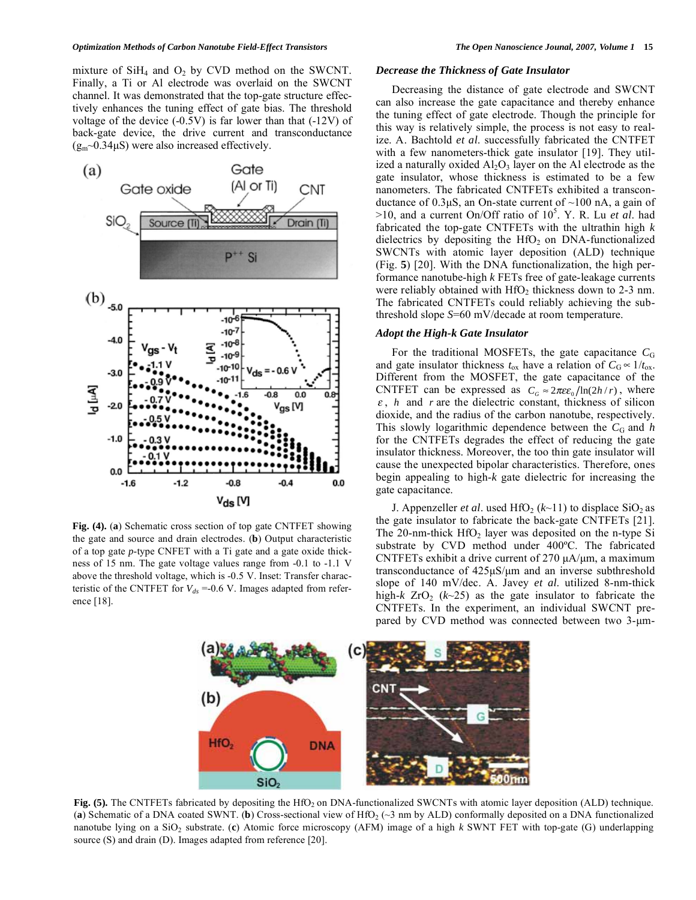mixture of $SiH_4$ and $O_2$ by CVD method on the SWCNT. Finally, a Ti or Al electrode was overlaid on the SWCNT channel. It was demonstrated that the top-gate structure effectively enhances the tuning effect of gate bias. The threshold voltage of the device (-0.5V) is far lower than that (-12V) of back-gate device, the drive current and transconductance ($g_m$~0.34μS) were also increased effectively.

**Fig. (4).** (**a**) Schematic cross section of top gate CNTFET showing the gate and source and drain electrodes. (**b**) Output characteristic of a top gate *p*-type CNFET with a Ti gate and a gate oxide thickness of 15 nm. The gate voltage values range from -0.1 to -1.1 V above the threshold voltage, which is -0.5 V. Inset: Transfer characteristic of the CNTFET for $V_{ds}$ =-0.6 V. Images adapted from reference [18].

### *Decrease the Thickness of Gate Insulator*

Decreasing the distance of gate electrode and SWCNT can also increase the gate capacitance and thereby enhance the tuning effect of gate electrode. Though the principle for this way is relatively simple, the process is not easy to realize. A. Bachtold *et al.* successfully fabricated the CNTFET with a few nanometers-thick gate insulator [19]. They utilized a naturally oxided $Al_2O_3$ layer on the Al electrode as the gate insulator, whose thickness is estimated to be a few nanometers. The fabricated CNTFETs exhibited a transconductance of 0.3μS, an On-state current of ~100 nA, a gain of >10, and a current On/Off ratio of $10^5$. Y. R. Lu *et al.* had fabricated the top-gate CNTFETs with the ultrathin high *k* dielectrics by depositing the $HfO_2$ on DNA-functionalized SWCNTs with atomic layer deposition (ALD) technique (Fig. **5**) [20]. With the DNA functionalization, the high performance nanotube-high *k* FETs free of gate-leakage currents were reliably obtained with $HfO_2$ thickness down to 2-3 nm. The fabricated CNTFETs could reliably achieving the subthreshold slope *S*=60 mV/decade at room temperature.

### *Adopt the High-k Gate Insulator*

For the traditional MOSFETs, the gate capacitance $C_G$ and gate insulator thickness $t_{ox}$ have a relation of $C_G \propto 1/t_{ox}$. Different from the MOSFET, the gate capacitance of the CNTFET can be expressed as $C_G \approx 2\pi\varepsilon\varepsilon_0/\ln(2h/r)$, where $\varepsilon$, $h$ and $r$ are the dielectric constant, thickness of silicon dioxide, and the radius of the carbon nanotube, respectively. This slowly logarithmic dependence between the $C_G$ and $h$ for the CNTFETs degrades the effect of reducing the gate insulator thickness. Moreover, the too thin gate insulator will cause the unexpected bipolar characteristics. Therefore, ones begin appealing to high-*k* gate dielectric for increasing the gate capacitance.

J. Appenzeller *et al*. used $HfO_2$ (*k*~11) to displace $SiO_2$ as the gate insulator to fabricate the back-gate CNTFETs [21]. The 20-nm-thick $HfO_2$ layer was deposited on the n-type Si substrate by CVD method under 400ºC. The fabricated CNTFETs exhibit a drive current of 270 μA/μm, a maximum transconductance of 425μS/μm and an inverse subthreshold slope of 140 mV/dec. A. Javey *et al.* utilized 8-nm-thick high-*k* $ZrO_2$ (*k*~25) as the gate insulator to fabricate the CNTFETs. In the experiment, an individual SWCNT prepared by CVD method was connected between two 3-μm-

**Fig. (5).** The CNTFETs fabricated by depositing the $HfO_2$ on DNA-functionalized SWCNTs with atomic layer deposition (ALD) technique. (**a**) Schematic of a DNA coated SWNT. (**b**) Cross-sectional view of $HfO_2$ (~3 nm by ALD) conformally deposited on a DNA functionalized nanotube lying on a $SiO_2$ substrate. (**c**) Atomic force microscopy (AFM) image of a high *k* SWNT FET with top-gate (G) underlapping source (S) and drain (D). Images adapted from reference [20].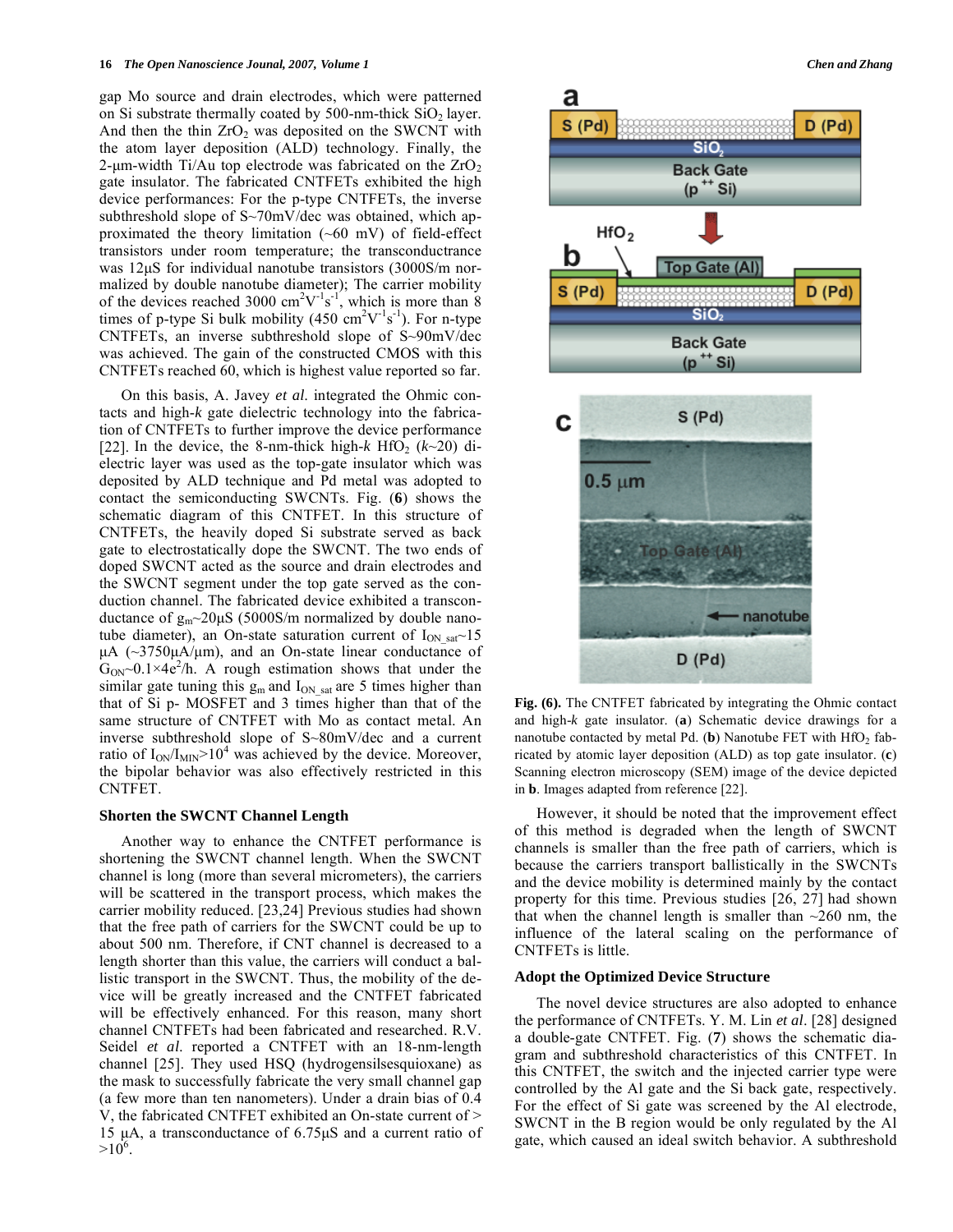gap Mo source and drain electrodes, which were patterned on Si substrate thermally coated by 500-nm-thick $SiO_2$ layer. And then the thin $ZrO_2$ was deposited on the SWCNT with the atom layer deposition (ALD) technology. Finally, the 2-μm-width Ti/Au top electrode was fabricated on the $ZrO_2$ gate insulator. The fabricated CNTFETs exhibited the high device performances: For the p-type CNTFETs, the inverse subthreshold slope of S~70mV/dec was obtained, which approximated the theory limitation (~60 mV) of field-effect transistors under room temperature; the transconductance was 12μS for individual nanotube transistors (3000S/m normalized by double nanotube diameter); The carrier mobility of the devices reached 3000 $cm^2V^{-1}s^{-1}$, which is more than 8 times of p-type Si bulk mobility (450 $cm^2V^{-1}s^{-1}$). For n-type CNTFETs, an inverse subthreshold slope of S~90mV/dec was achieved. The gain of the constructed CMOS with this CNTFETs reached 60, which is highest value reported so far.

On this basis, A. Javey *et al*. integrated the Ohmic contacts and high-*k* gate dielectric technology into the fabrication of CNTFETs to further improve the device performance [22]. In the device, the 8-nm-thick high-*k* $HfO_2$ (*k*~20) dielectric layer was used as the top-gate insulator which was deposited by ALD technique and Pd metal was adopted to contact the semiconducting SWCNTs. Fig. (**6**) shows the schematic diagram of this CNTFET. In this structure of CNTFETs, the heavily doped Si substrate served as back gate to electrostatically dope the SWCNT. The two ends of doped SWCNT acted as the source and drain electrodes and the SWCNT segment under the top gate served as the conduction channel. The fabricated device exhibited a transconductance of $g_m$~20μS (5000S/m normalized by double nanotube diameter), an On-state saturation current of $I_{ON\_sat}$~15 μA (~3750μA/μm), and an On-state linear conductance of $G_{ON}$~0.1×4$e^2$/h. A rough estimation shows that under the similar gate tuning this $g_m$ and $I_{ON\_sat}$ are 5 times higher than that of Si p- MOSFET and 3 times higher than that of the same structure of CNTFET with Mo as contact metal. An inverse subthreshold slope of S~80mV/dec and a current ratio of $I_{ON}/I_{MIN}$>$10^4$ was achieved by the device. Moreover, the bipolar behavior was also effectively restricted in this CNTFET.

Fig. (6). The CNTFET fabricated by integrating the Ohmic contact and high-*k* gate insulator. (**a**) Schematic device drawings for a nanotube contacted by metal Pd. (**b**) Nanotube FET with $HfO_2$ fabricated by atomic layer deposition (ALD) as top gate insulator. (**c**) Scanning electron microscopy (SEM) image of the device depicted in **b**. Images adapted from reference [22].

### Shorten the SWCNT Channel Length

Another way to enhance the CNTFET performance is shortening the SWCNT channel length. When the SWCNT channel is long (more than several micrometers), the carriers will be scattered in the transport process, which makes the carrier mobility reduced. [23,24] Previous studies had shown that the free path of carriers for the SWCNT could be up to about 500 nm. Therefore, if CNT channel is decreased to a length shorter than this value, the carriers will conduct a ballistic transport in the SWCNT. Thus, the mobility of the device will be greatly increased and the CNTFET fabricated will be effectively enhanced. For this reason, many short channel CNTFETs had been fabricated and researched. R.V. Seidel *et al*. reported a CNTFET with an 18-nm-length channel [25]. They used HSQ (hydrogensilsesquioxane) as the mask to successfully fabricate the very small channel gap (a few more than ten nanometers). Under a drain bias of 0.4 V, the fabricated CNTFET exhibited an On-state current of > 15 μA, a transconductance of 6.75μS and a current ratio of >$10^6$.

However, it should be noted that the improvement effect of this method is degraded when the length of SWCNT channels is smaller than the free path of carriers, which is because the carriers transport ballistically in the SWCNTs and the device mobility is determined mainly by the contact property for this time. Previous studies [26, 27] had shown that when the channel length is smaller than ~260 nm, the influence of the lateral scaling on the performance of CNTFETs is little.

### Adopt the Optimized Device Structure

The novel device structures are also adopted to enhance the performance of CNTFETs. Y. M. Lin *et al*. [28] designed a double-gate CNTFET. Fig. (**7**) shows the schematic diagram and subthreshold characteristics of this CNTFET. In this CNTFET, the switch and the injected carrier type were controlled by the Al gate and the Si back gate, respectively. For the effect of Si gate was screened by the Al electrode, SWCNT in the B region would be only regulated by the Al gate, which caused an ideal switch behavior. A subthreshold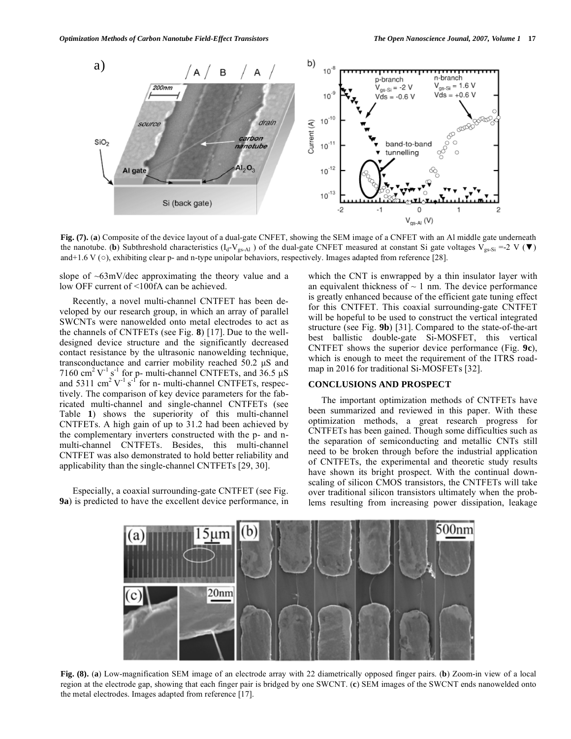Fig. (7). (**a**) Composite of the device layout of a dual-gate CNFET, showing the SEM image of a CNFET with an Al middle gate underneath the nanotube. (**b**) Subthreshold characteristics ($I_d$-$V_{gs\text{-}Al}$ ) of the dual-gate CNFET measured at constant Si gate voltages $V_{gs\text{-}Si}$ =-2 V (▼) and+1.6 V (○), exhibiting clear p- and n-type unipolar behaviors, respectively. Images adapted from reference [28].

slope of ~63mV/dec approximating the theory value and a low OFF current of <100fA can be achieved.

Recently, a novel multi-channel CNTFET has been developed by our research group, in which an array of parallel SWCNTs were nanowelded onto metal electrodes to act as the channels of CNTFETs (see Fig. **8**) [17]. Due to the well-designed device structure and the significantly decreased contact resistance by the ultrasonic nanowelding technique, transconductance and carrier mobility reached 50.2 μS and 7160 $cm^2 V^{-1} s^{-1}$ for p- multi-channel CNTFETs, and 36.5 μS and 5311 $cm^2 V^{-1} s^{-1}$ for n- multi-channel CNTFETs, respectively. The comparison of key device parameters for the fabricated multi-channel and single-channel CNTFETs (see Table **1**) shows the superiority of this multi-channel CNTFETs. A high gain of up to 31.2 had been achieved by the complementary inverters constructed with the p- and n- multi-channel CNTFETs. Besides, this multi-channel CNTFET was also demonstrated to hold better reliability and applicability than the single-channel CNTFETs [29, 30].

Especially, a coaxial surrounding-gate CNTFET (see Fig. **9a**) is predicted to have the excellent device performance, in which the CNT is enwrapped by a thin insulator layer with an equivalent thickness of ~ 1 nm. The device performance is greatly enhanced because of the efficient gate tuning effect for this CNTFET. This coaxial surrounding-gate CNTFET will be hopeful to be used to construct the vertical integrated structure (see Fig. **9b**) [31]. Compared to the state-of-the-art best ballistic double-gate Si-MOSFET, this vertical CNTFET shows the superior device performance (Fig. **9c**), which is enough to meet the requirement of the ITRS roadmap in 2016 for traditional Si-MOSFETs [32].

## CONCLUSIONS AND PROSPECT

The important optimization methods of CNTFETs have been summarized and reviewed in this paper. With these optimization methods, a great research progress for CNTFETs has been gained. Though some difficulties such as the separation of semiconducting and metallic CNTs still need to be broken through before the industrial application of CNTFETs, the experimental and theoretic study results have shown its bright prospect. With the continual downscaling of silicon CMOS transistors, the CNTFETs will take over traditional silicon transistors ultimately when the problems resulting from increasing power dissipation, leakage

Fig. (8). (**a**) Low-magnification SEM image of an electrode array with 22 diametrically opposed finger pairs. (**b**) Zoom-in view of a local region at the electrode gap, showing that each finger pair is bridged by one SWCNT. (**c**) SEM images of the SWCNT ends nanowelded onto the metal electrodes. Images adapted from reference [17].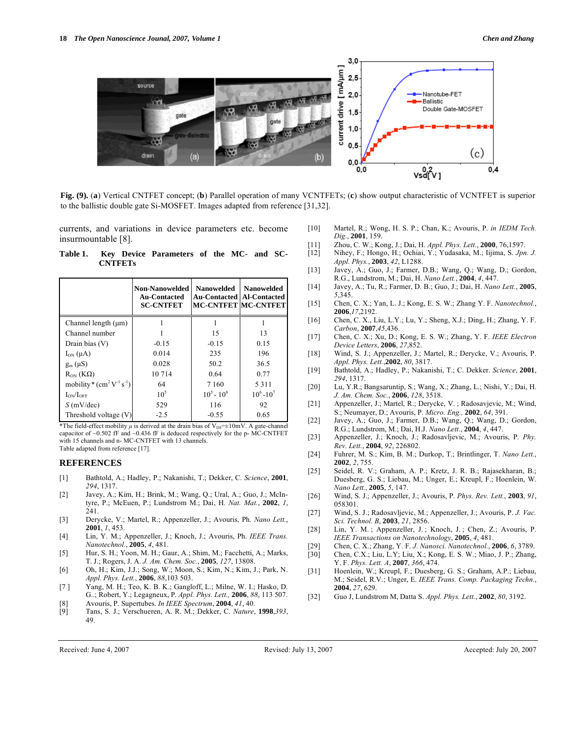source

gate

gate-dielectric

drain

(a)

source

gate

drain

(b)

3,0
2,5
2,0
1,5
1,0
0,5
0,0
current drive [ mA/μm ]
0,0
0,2
0,4
Vsd[ V ]
Nanotube-FET
Ballistic
Double Gate-MOSFET
(c)

**Fig. (9).** (**a**) Vertical CNTFET concept; (**b**) Parallel operation of many VCNTFETs; (**c**) show output characteristic of VCNTFET is superior to the ballistic double gate Si-MOSFET. Images adapted from reference [31,32].

currents, and variations in device parameters etc. become insurmountable [8].

**Table 1. Key Device Parameters of the MC- and SC-CNTFETs**

| | Non-Nanowelded Au-Contacted SC-CNTFET | Nanowelded Au-Contacted MC-CNTFET | Nanowelded Al-Contacted MC-CNTFET |
|---|---|---|---|
| Channel length (μm) | 1 | 1 | 1 |
| Channel number | 1 | 15 | 13 |
| Drain bias (V) | -0.15 | -0.15 | 0.15 |
| $I_{ON}$ (μA) | 0.014 | 235 | 196 |
| $g_m$ (μS) | 0.028 | 50.2 | 36.5 |
| $R_{ON}$ (KΩ) | 10 714 | 0.64 | 0.77 |
| mobility* ($cm^2 V^{-1} s^{-1}$) | 64 | 7 160 | 5 311 |
| $I_{ON}/I_{OFF}$ | $10^5$ | $10^5$ - $10^6$ | $10^6$ -$10^7$ |
| $S$ (mV/dec) | 529 | 116 | 92 |
| Threshold voltage (V) | -2.5 | -0.55 | 0.65 |

*The field-effect mobility $\mu$ is derived at the drain bias of $V_{DS}$=±10mV. A gate-channel capacitor of ~0.502 fF and ~0.436 fF is deduced respectively for the p- MC-CNTFET with 15 channels and n- MC-CNTFET with 13 channels.
Table adapted from reference [17].

## REFERENCES

[1] Bathtold, A.; Hadley, P.; Nakanishi, T.; Dekker, C. *Science*, **2001**, *294*, 1317.

[2] Javey, A.; Kim, H.; Brink, M.; Wang, Q.; Ural, A.; Guo, J.; McIntyre, P.; McEuen, P.; Lundstrom M.; Dai, H. *Nat. Mat.*, **2002**, *1*, 241.

[3] Derycke, V.; Martel, R.; Appenzeller, J.; Avouris, Ph. *Nano Lett.*, **2001**, *1*, 453.

[4] Lin, Y. M.; Appenzeller, J.; Knoch, J.; Avouris, Ph. *IEEE Trans. Nanotechnol.*, **2005**, *4*, 481.

[5] Hur, S. H.; Yoon, M. H.; Gaur, A.; Shim, M.; Facchetti, A.; Marks, T. J.; Rogers, J. A. *J. Am. Chem. Soc.*, **2005**, *127*, 13808.

[6] Oh, H.; Kim, J.J.; Song, W.; Moon, S.; Kim, N.; Kim, J.; Park, N. *Appl. Phys. Lett.*, **2006**, *88*,103 503.

[7] Yang, M. H.; Teo, K. B. K.; Gangloff, L.; Milne, W. I.; Hasko, D. G..; Robert, Y.; Legagneux, P. *Appl. Phys. Lett.,* **2006**, *88*, 113 507.

[8] Avouris, P. Supertubes. *In IEEE Spectrum*, **2004**, *41*, 40.

[9] Tans, S. J.; Verschueren, A. R. M.; Dekker, C. *Nature*, **1998**,*393*, 49.

[10] Martel, R.; Wong, H. S. P.; Chan, K.; Avouris, P. *in IEDM Tech. Dig.*, **2001**, 159.

[11] Zhou, C. W.; Kong, J.; Dai, H. *Appl. Phys. Lett.*, **2000**, 76,1597.

[12] Nihey, F.; Hongo, H.; Ochiai, Y.; Yudasaka, M.; Iijima, S. *Jpn. J. Appl. Phys.*, **2003**, *42*, L1288.

[13] Javey, A.; Guo, J.; Farmer, D.B.; Wang, Q.; Wang, D.; Gordon, R.G., Lundstrom, M.; Dai, H. *Nano Lett.*, **2004**, *4*, 447.

[14] Javey, A.; Tu, R.; Farmer, D. B.; Guo, J.; Dai, H. *Nano Lett.*, **2005**, *5*,345.

[15] Chen, C. X.; Yan, L. J.; Kong, E. S. W.; Zhang Y. F. *Nanotechnol.*, **2006**,*17*,2192.

[16] Chen, C. X., Liu, L.Y.; Lu, Y.; Sheng, X.J.; Ding, H.; Zhang, Y. F. *Carbon*, **2007**,*45*,436.

[17] Chen, C. X.; Xu, D.; Kong, E. S. W.; Zhang, Y. F. *IEEE Electron Device Letters*, **2006**, *27*,852.

[18] Wind, S. J.; Appenzeller, J.; Martel, R.; Derycke, V.; Avouris, P. *Appl. Phys. Lett.*,**2002**, *80*, 3817.

[19] Bathtold, A.; Hadley, P.; Nakanishi, T.; C. Dekker. *Science*, **2001**, *294*, 1317.

[20] Lu, Y.R.; Bangsaruntip, S.; Wang, X.; Zhang, L.; Nishi, Y.; Dai, H. *J. Am. Chem. Soc.*, **2006**, *128*, 3518.

[21] Appenzeller, J.; Martel, R.; Derycke, V. ; Radosavjevic, M.; Wind, S.; Neumayer, D.; Avouris, P. *Micro. Eng.,* **2002**, *64*, 391.

[22] Javey, A.; Guo, J.; Farmer, D.B.; Wang, Q.; Wang, D.; Gordon, R.G.; Lundstrom M.; Dai, H.J. *Nano Lett.*, **2004**, *4*, 447.

[23] Appenzeller, J.; Knoch, J.; Radosavljevic, M.; Avouris, P. *Phy. Rev. Lett.*, **2004**, *92*, 226802.

[24] Fuhrer, M. S.; Kim, B. M.; Durkop, T.; Brintlinger, T. *Nano Lett.*, **2002**, *2*, 755.

[25] Seidel, R. V.; Graham, A. P.; Kretz, J. R. B.; Rajasekharan, B.; Duesberg, G. S.; Liebau, M.; Unger, E.; Kreupl, F.; Hoenlein, W. *Nano Lett.*, **2005**, *5*, 147.

[26] Wind, S. J.; Appenzeller, J.; Avouris, P. *Phys. Rev. Lett.*, **2003**, *91*, 058301.

[27] Wind, S. J.; Radosavljevic, M.; Appenzeller, J.; Avouris, P. *J. Vac. Sci. Technol. B*, **2003**, *21*, 2856.

[28] Lin, Y. M. ; Appenzeller, J. ; Knoch, J. ; Chen, Z.; Avouris, P. *IEEE Transactions on Nanotechnology*, **2005**, *4*, 481.

[29] Chen, C. X.; Zhang, Y. F. *J. Nanosci. Nanotechnol.*, **2006**, *6*, 3789.

[30] Chen, C.X.; Liu, L.Y.; Liu, X.; Kong, E. S. W.; Miao, J. P.; Zhang, Y. F. *Phys. Lett. A*, **2007**, *366*, 474.

[31] Hoenlein, W.; Kreupl, F.; Duesberg, G. S.; Graham, A.P.; Liebau, M.; Seidel, R.V.; Unger, E. *IEEE Trans. Comp. Packaging Techn.*, **2004**, *27*, 629.

[32] Guo J, Lundstrom M, Datta S. *Appl. Phys. Lett.*, **2002**, *80*, 3192.

Received: June 4, 2007 Revised: July 13, 2007 Accepted: July 20, 2007